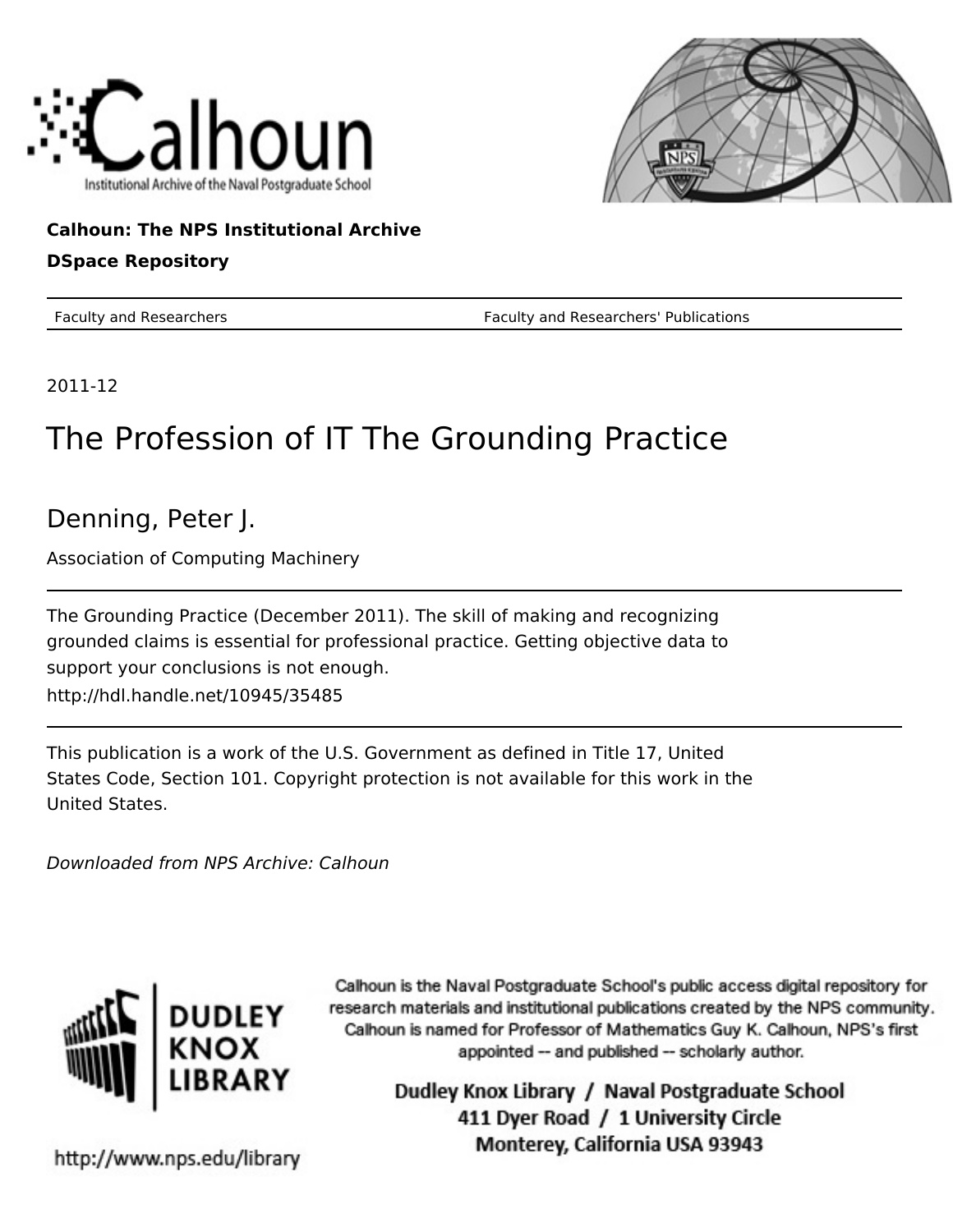Calhoun

Institutional Archive of the Naval Postgraduate School

**Calhoun: The NPS Institutional Archive**

**DSpace Repository**

| Faculty and Researchers | Faculty and Researchers' Publications |
| --- | --- |

2011-12

# The Profession of IT The Grounding Practice

## Denning, Peter J.

Association of Computing Machinery

---

The Grounding Practice (December 2011). The skill of making and recognizing grounded claims is essential for professional practice. Getting objective data to support your conclusions is not enough.

http://hdl.handle.net/10945/35485

---

This publication is a work of the U.S. Government as defined in Title 17, United States Code, Section 101. Copyright protection is not available for this work in the United States.

*Downloaded from NPS Archive: Calhoun*

DUDLEY KNOX LIBRARY

Calhoun is the Naval Postgraduate School's public access digital repository for research materials and institutional publications created by the NPS community. Calhoun is named for Professor of Mathematics Guy K. Calhoun, NPS's first appointed -- and published -- scholarly author.

Dudley Knox Library / Naval Postgraduate School
411 Dyer Road / 1 University Circle
Monterey, California USA 93943

http://www.nps.edu/library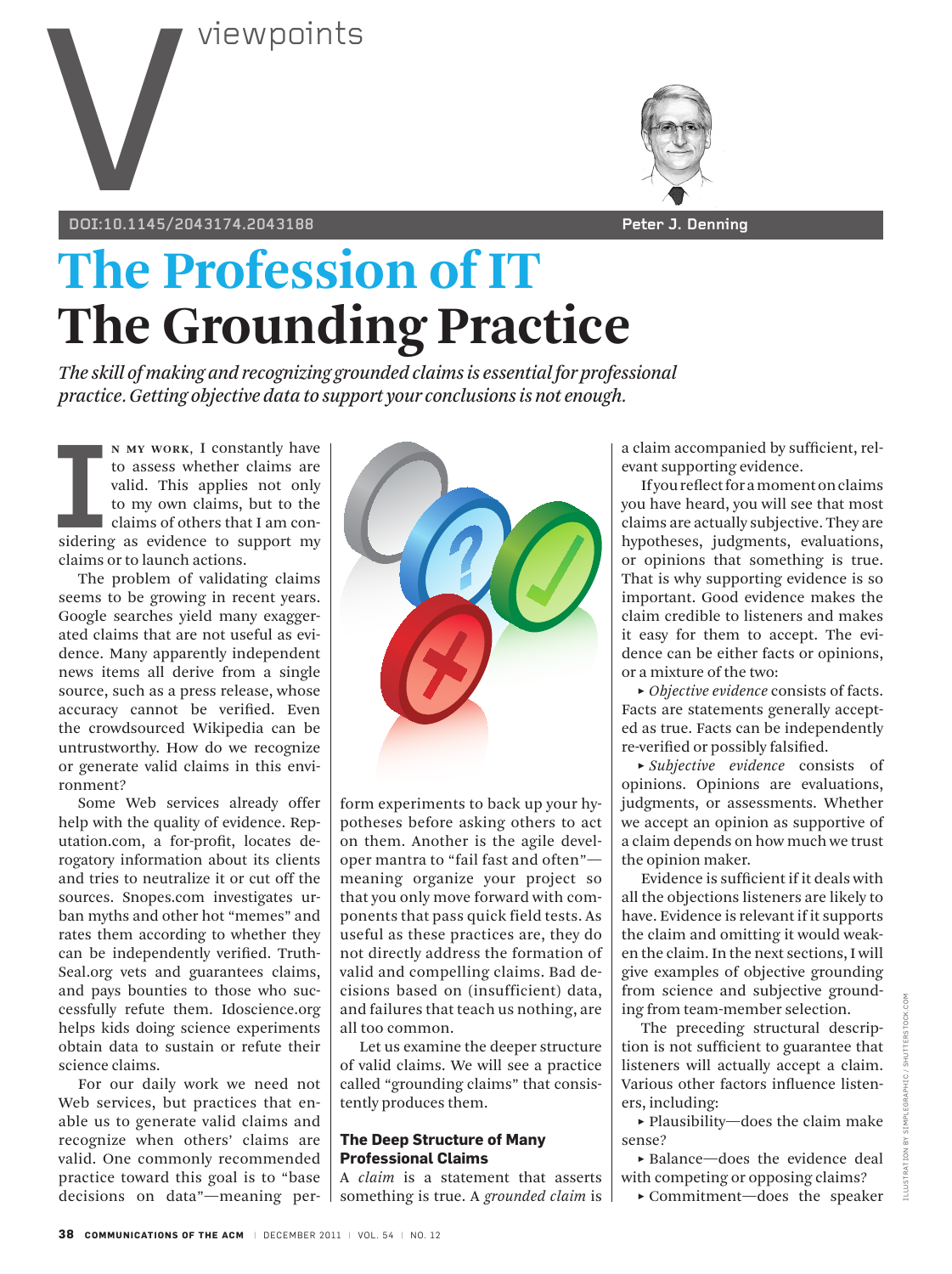viewpoints

DOI:10.1145/2043174.2043188

Peter J. Denning

# The Profession of IT
# The Grounding Practice

*The skill of making and recognizing grounded claims is essential for professional practice. Getting objective data to support your conclusions is not enough.*

In my work, I constantly have to assess whether claims are valid. This applies not only to my own claims, but to the claims of others that I am considering as evidence to support my claims or to launch actions.

The problem of validating claims seems to be growing in recent years. Google searches yield many exaggerated claims that are not useful as evidence. Many apparently independent news items all derive from a single source, such as a press release, whose accuracy cannot be verified. Even the crowdsourced Wikipedia can be untrustworthy. How do we recognize or generate valid claims in this environment?

Some Web services already offer help with the quality of evidence. Reputation.com, a for-profit, locates derogatory information about its clients and tries to neutralize it or cut off the sources. Snopes.com investigates urban myths and other hot "memes" and rates them according to whether they can be independently verified. TruthSeal.org vets and guarantees claims, and pays bounties to those who successfully refute them. Idoscience.org helps kids doing science experiments obtain data to sustain or refute their science claims.

For our daily work we need not Web services, but practices that enable us to generate valid claims and recognize when others' claims are valid. One commonly recommended practice toward this goal is to "base decisions on data"—meaning perform experiments to back up your hypotheses before asking others to act on them. Another is the agile developer mantra to "fail fast and often"—meaning organize your project so that you only move forward with components that pass quick field tests. As useful as these practices are, they do not directly address the formation of valid and compelling claims. Bad decisions based on (insufficient) data, and failures that teach us nothing, are all too common.

Let us examine the deeper structure of valid claims. We will see a practice called "grounding claims" that consistently produces them.

## The Deep Structure of Many Professional Claims

A *claim* is a statement that asserts something is true. A *grounded claim* is a claim accompanied by sufficient, relevant supporting evidence.

If you reflect for a moment on claims you have heard, you will see that most claims are actually subjective. They are hypotheses, judgments, evaluations, or opinions that something is true. That is why supporting evidence is so important. Good evidence makes the claim credible to listeners and makes it easy for them to accept. The evidence can be either facts or opinions, or a mixture of the two:

- *Objective evidence* consists of facts. Facts are statements generally accepted as true. Facts can be independently re-verified or possibly falsified.
- *Subjective evidence* consists of opinions. Opinions are evaluations, judgments, or assessments. Whether we accept an opinion as supportive of a claim depends on how much we trust the opinion maker.

Evidence is sufficient if it deals with all the objections listeners are likely to have. Evidence is relevant if it supports the claim and omitting it would weaken the claim. In the next sections, I will give examples of objective grounding from science and subjective grounding from team-member selection.

The preceding structural description is not sufficient to guarantee that listeners will actually accept a claim. Various other factors influence listeners, including:

- Plausibility—does the claim make sense?
- Balance—does the evidence deal with competing or opposing claims?
- Commitment—does the speaker

ILLUSTRATION BY SIMPLEGRAPHIC / SHUTTERSTOCK.COM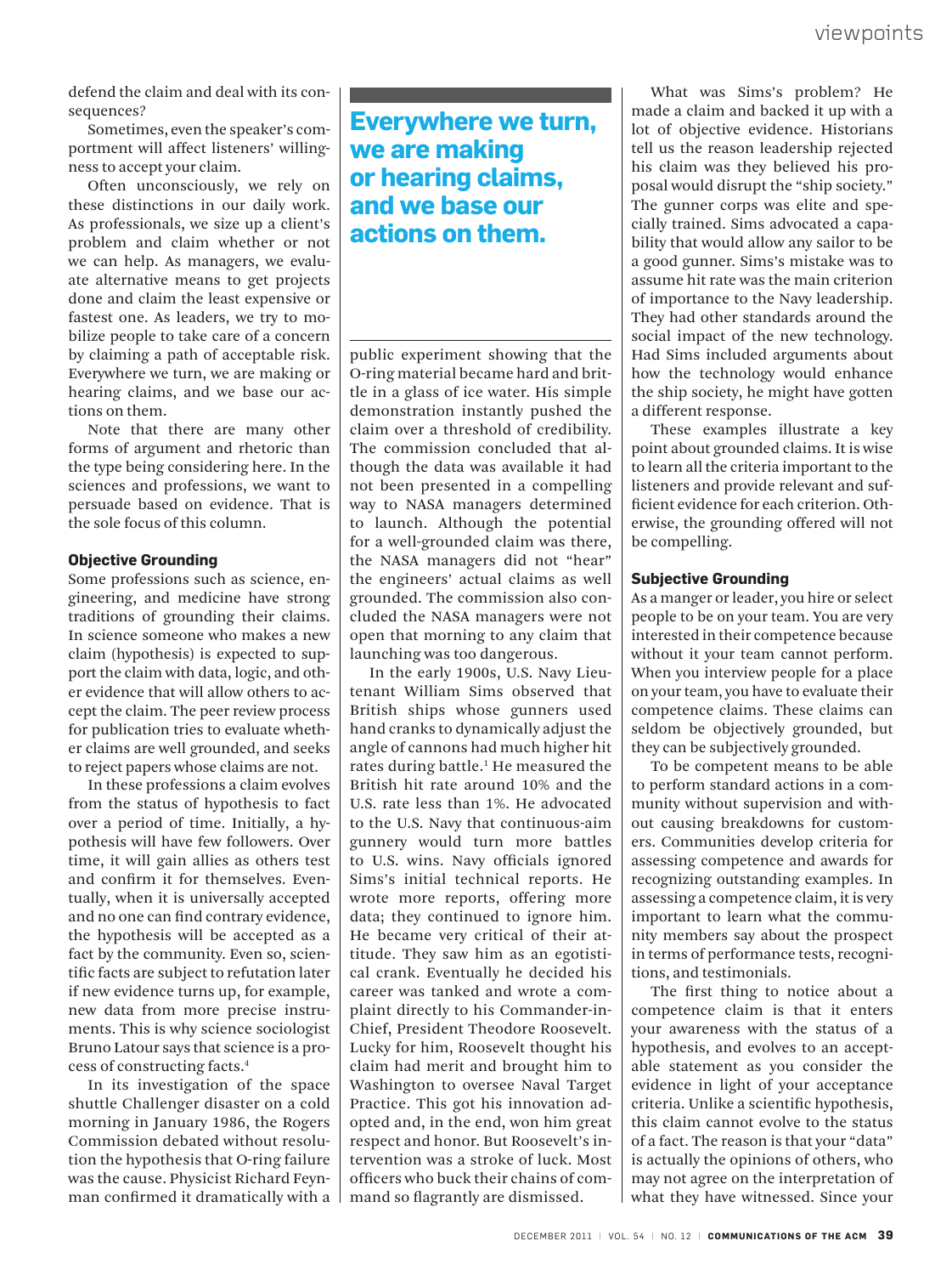defend the claim and deal with its consequences?

Sometimes, even the speaker's comportment will affect listeners' willingness to accept your claim.

Often unconsciously, we rely on these distinctions in our daily work. As professionals, we size up a client's problem and claim whether or not we can help. As managers, we evaluate alternative means to get projects done and claim the least expensive or fastest one. As leaders, we try to mobilize people to take care of a concern by claiming a path of acceptable risk. Everywhere we turn, we are making or hearing claims, and we base our actions on them.

Note that there are many other forms of argument and rhetoric than the type being considering here. In the sciences and professions, we want to persuade based on evidence. That is the sole focus of this column.

**Everywhere we turn, we are making or hearing claims, and we base our actions on them.**

#### Objective Grounding

Some professions such as science, engineering, and medicine have strong traditions of grounding their claims. In science someone who makes a new claim (hypothesis) is expected to support the claim with data, logic, and other evidence that will allow others to accept the claim. The peer review process for publication tries to evaluate whether claims are well grounded, and seeks to reject papers whose claims are not.

In these professions a claim evolves from the status of hypothesis to fact over a period of time. Initially, a hypothesis will have few followers. Over time, it will gain allies as others test and confirm it for themselves. Eventually, when it is universally accepted and no one can find contrary evidence, the hypothesis will be accepted as a fact by the community. Even so, scientific facts are subject to refutation later if new evidence turns up, for example, new data from more precise instruments. This is why science sociologist Bruno Latour says that science is a process of constructing facts.[4]

In its investigation of the space shuttle Challenger disaster on a cold morning in January 1986, the Rogers Commission debated without resolution the hypothesis that O-ring failure was the cause. Physicist Richard Feynman confirmed it dramatically with a public experiment showing that the O-ring material became hard and brittle in a glass of ice water. His simple demonstration instantly pushed the claim over a threshold of credibility. The commission concluded that although the data was available it had not been presented in a compelling way to NASA managers determined to launch. Although the potential for a well-grounded claim was there, the NASA managers did not "hear" the engineers' actual claims as well grounded. The commission also concluded the NASA managers were not open that morning to any claim that launching was too dangerous.

In the early 1900s, U.S. Navy Lieutenant William Sims observed that British ships whose gunners used hand cranks to dynamically adjust the angle of cannons had much higher hit rates during battle.[1] He measured the British hit rate around 10% and the U.S. rate less than 1%. He advocated to the U.S. Navy that continuous-aim gunnery would turn more battles to U.S. wins. Navy officials ignored Sims's initial technical reports. He wrote more reports, offering more data; they continued to ignore him. He became very critical of their attitude. They saw him as an egotistical crank. Eventually he decided his career was tanked and wrote a complaint directly to his Commander-in-Chief, President Theodore Roosevelt. Lucky for him, Roosevelt thought his claim had merit and brought him to Washington to oversee Naval Target Practice. This got his innovation adopted and, in the end, won him great respect and honor. But Roosevelt's intervention was a stroke of luck. Most officers who buck their chains of command so flagrantly are dismissed.

What was Sims's problem? He made a claim and backed it up with a lot of objective evidence. Historians tell us the reason leadership rejected his claim was they believed his proposal would disrupt the "ship society." The gunner corps was elite and specially trained. Sims advocated a capability that would allow any sailor to be a good gunner. Sims's mistake was to assume hit rate was the main criterion of importance to the Navy leadership. They had other standards around the social impact of the new technology. Had Sims included arguments about how the technology would enhance the ship society, he might have gotten a different response.

These examples illustrate a key point about grounded claims. It is wise to learn all the criteria important to the listeners and provide relevant and sufficient evidence for each criterion. Otherwise, the grounding offered will not be compelling.

#### Subjective Grounding

As a manger or leader, you hire or select people to be on your team. You are very interested in their competence because without it your team cannot perform. When you interview people for a place on your team, you have to evaluate their competence claims. These claims can seldom be objectively grounded, but they can be subjectively grounded.

To be competent means to be able to perform standard actions in a community without supervision and without causing breakdowns for customers. Communities develop criteria for assessing competence and awards for recognizing outstanding examples. In assessing a competence claim, it is very important to learn what the community members say about the prospect in terms of performance tests, recognitions, and testimonials.

The first thing to notice about a competence claim is that it enters your awareness with the status of a hypothesis, and evolves to an acceptable statement as you consider the evidence in light of your acceptance criteria. Unlike a scientific hypothesis, this claim cannot evolve to the status of a fact. The reason is that your "data" is actually the opinions of others, who may not agree on the interpretation of what they have witnessed. Since your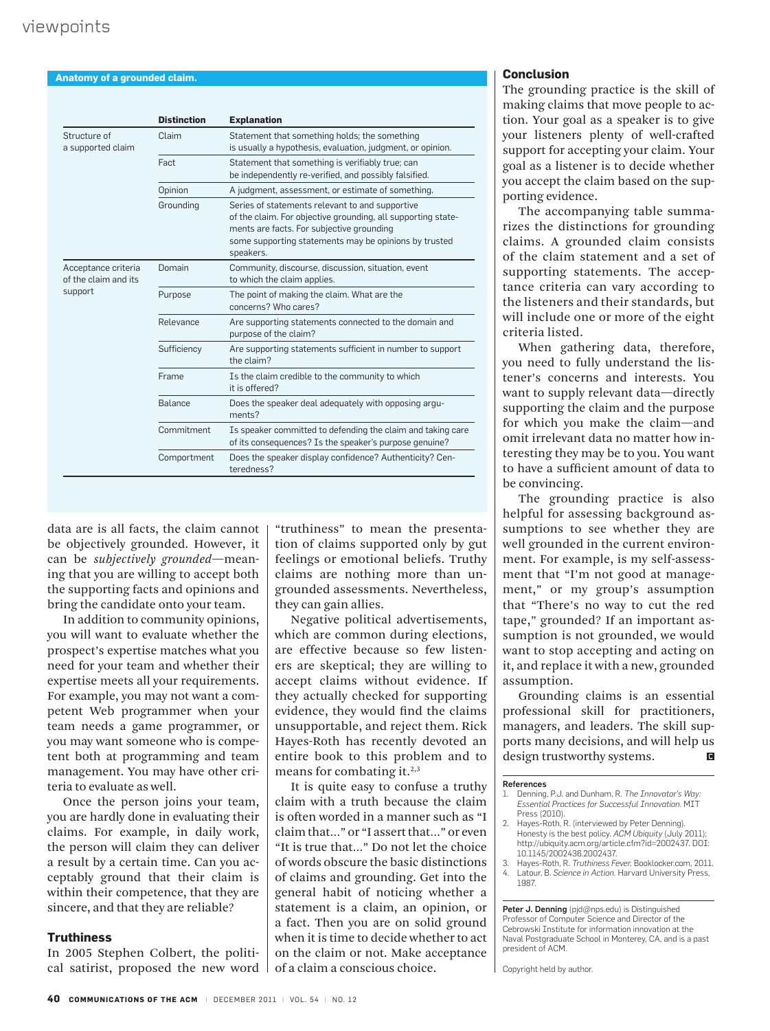**Anatomy of a grounded claim.**

| | Distinction | Explanation |
|---|---|---|
| Structure of a supported claim | Claim | Statement that something holds; the something is usually a hypothesis, evaluation, judgment, or opinion. |
| | Fact | Statement that something is verifiably true; can be independently re-verified, and possibly falsified. |
| | Opinion | A judgment, assessment, or estimate of something. |
| | Grounding | Series of statements relevant to and supportive of the claim. For objective grounding, all supporting statements are facts. For subjective grounding some supporting statements may be opinions by trusted speakers. |
| Acceptance criteria of the claim and its support | Domain | Community, discourse, discussion, situation, event to which the claim applies. |
| | Purpose | The point of making the claim. What are the concerns? Who cares? |
| | Relevance | Are supporting statements connected to the domain and purpose of the claim? |
| | Sufficiency | Are supporting statements sufficient in number to support the claim? |
| | Frame | Is the claim credible to the community to which it is offered? |
| | Balance | Does the speaker deal adequately with opposing arguments? |
| | Commitment | Is speaker committed to defending the claim and taking care of its consequences? Is the speaker's purpose genuine? |
| | Comportment | Does the speaker display confidence? Authenticity? Centeredness? |

data are is all facts, the claim cannot be objectively grounded. However, it can be *subjectively grounded*—meaning that you are willing to accept both the supporting facts and opinions and bring the candidate onto your team.

In addition to community opinions, you will want to evaluate whether the prospect's expertise matches what you need for your team and whether their expertise meets all your requirements. For example, you may not want a competent Web programmer when your team needs a game programmer, or you may want someone who is competent both at programming and team management. You may have other criteria to evaluate as well.

Once the person joins your team, you are hardly done in evaluating their claims. For example, in daily work, the person will claim they can deliver a result by a certain time. Can you acceptably ground that their claim is within their competence, that they are sincere, and that they are reliable?

### Truthiness

In 2005 Stephen Colbert, the political satirist, proposed the new word "truthiness" to mean the presentation of claims supported only by gut feelings or emotional beliefs. Truthy claims are nothing more than ungrounded assessments. Nevertheless, they can gain allies.

Negative political advertisements, which are common during elections, are effective because so few listeners are skeptical; they are willing to accept claims without evidence. If they actually checked for supporting evidence, they would find the claims unsupportable, and reject them. Rick Hayes-Roth has recently devoted an entire book to this problem and to means for combating it.[2,3]

It is quite easy to confuse a truthy claim with a truth because the claim is often worded in a manner such as "I claim that..." or "I assert that..." or even "It is true that..." Do not let the choice of words obscure the basic distinctions of claims and grounding. Get into the general habit of noticing whether a statement is a claim, an opinion, or a fact. Then you are on solid ground when it is time to decide whether to act on the claim or not. Make acceptance of a claim a conscious choice.

### Conclusion

The grounding practice is the skill of making claims that move people to action. Your goal as a speaker is to give your listeners plenty of well-crafted support for accepting your claim. Your goal as a listener is to decide whether you accept the claim based on the supporting evidence.

The accompanying table summarizes the distinctions for grounding claims. A grounded claim consists of the claim statement and a set of supporting statements. The acceptance criteria can vary according to the listeners and their standards, but will include one or more of the eight criteria listed.

When gathering data, therefore, you need to fully understand the listener's concerns and interests. You want to supply relevant data—directly supporting the claim and the purpose for which you make the claim—and omit irrelevant data no matter how interesting they may be to you. You want to have a sufficient amount of data to be convincing.

The grounding practice is also helpful for assessing background assumptions to see whether they are well grounded in the current environment. For example, is my self-assessment that "I'm not good at management," or my group's assumption that "There's no way to cut the red tape," grounded? If an important assumption is not grounded, we would want to stop accepting and acting on it, and replace it with a new, grounded assumption.

Grounding claims is an essential professional skill for practitioners, managers, and leaders. The skill supports many decisions, and will help us design trustworthy systems.

**References**

1. Denning, P.J. and Dunham, R. *The Innovator's Way: Essential Practices for Successful Innovation.* MIT Press (2010).
2. Hayes-Roth, R. (interviewed by Peter Denning). Honesty is the best policy. *ACM Ubiquity* (July 2011); http://ubiquity.acm.org/article.cfm?id=2002437. DOI: 10.1145/2002436.2002437.
3. Hayes-Roth, R. *Truthiness Fever.* Booklocker.com, 2011.
4. Latour, B. *Science in Action.* Harvard University Press, 1987.

**Peter J. Denning** (pjd@nps.edu) is Distinguished Professor of Computer Science and Director of the Cebrowski Institute for information innovation at the Naval Postgraduate School in Monterey, CA, and is a past president of ACM.

Copyright held by author.